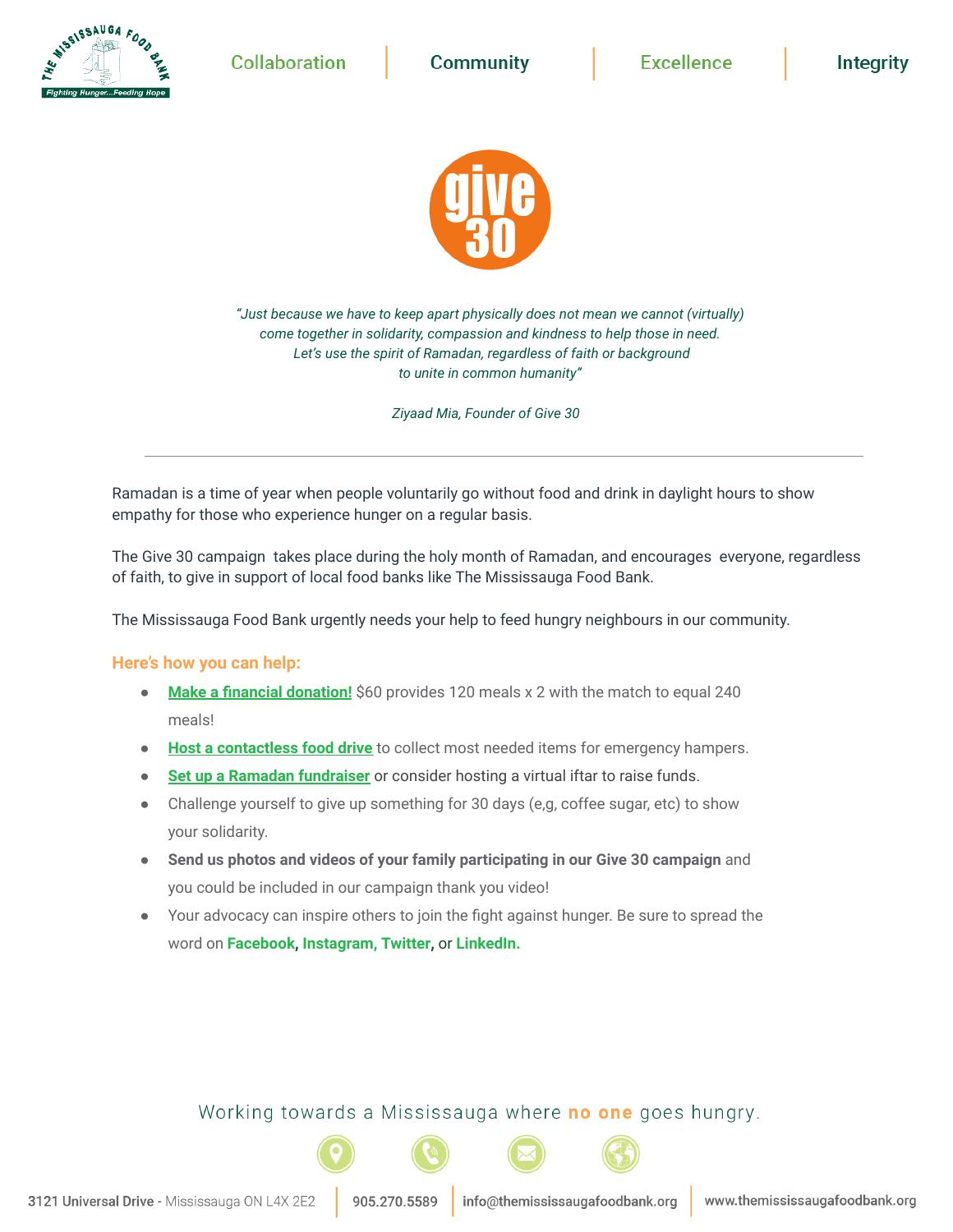Collaboration | Community | Excellence | Integrity

# give 30

*"Just because we have to keep apart physically does not mean we cannot (virtually) come together in solidarity, compassion and kindness to help those in need. Let's use the spirit of Ramadan, regardless of faith or background to unite in common humanity"*

*Ziyaad Mia, Founder of Give 30*

---

Ramadan is a time of year when people voluntarily go without food and drink in daylight hours to show empathy for those who experience hunger on a regular basis.

The Give 30 campaign takes place during the holy month of Ramadan, and encourages everyone, regardless of faith, to give in support of local food banks like The Mississauga Food Bank.

The Mississauga Food Bank urgently needs your help to feed hungry neighbours in our community.

## Here's how you can help:

- **Make a financial donation!** $60 provides 120 meals x 2 with the match to equal 240 meals!
- **Host a contactless food drive** to collect most needed items for emergency hampers.
- **Set up a Ramadan fundraiser** or consider hosting a virtual iftar to raise funds.
- Challenge yourself to give up something for 30 days (e,g, coffee sugar, etc) to show your solidarity.
- **Send us photos and videos of your family participating in our Give 30 campaign** and you could be included in our campaign thank you video!
- Your advocacy can inspire others to join the fight against hunger. Be sure to spread the word on **Facebook**, **Instagram, Twitter**, or **LinkedIn.**

Working towards a Mississauga where **no one** goes hungry.

3121 Universal Drive - Mississauga ON L4X 2E2 | 905.270.5589 | info@themississaugafoodbank.org | www.themississaugafoodbank.org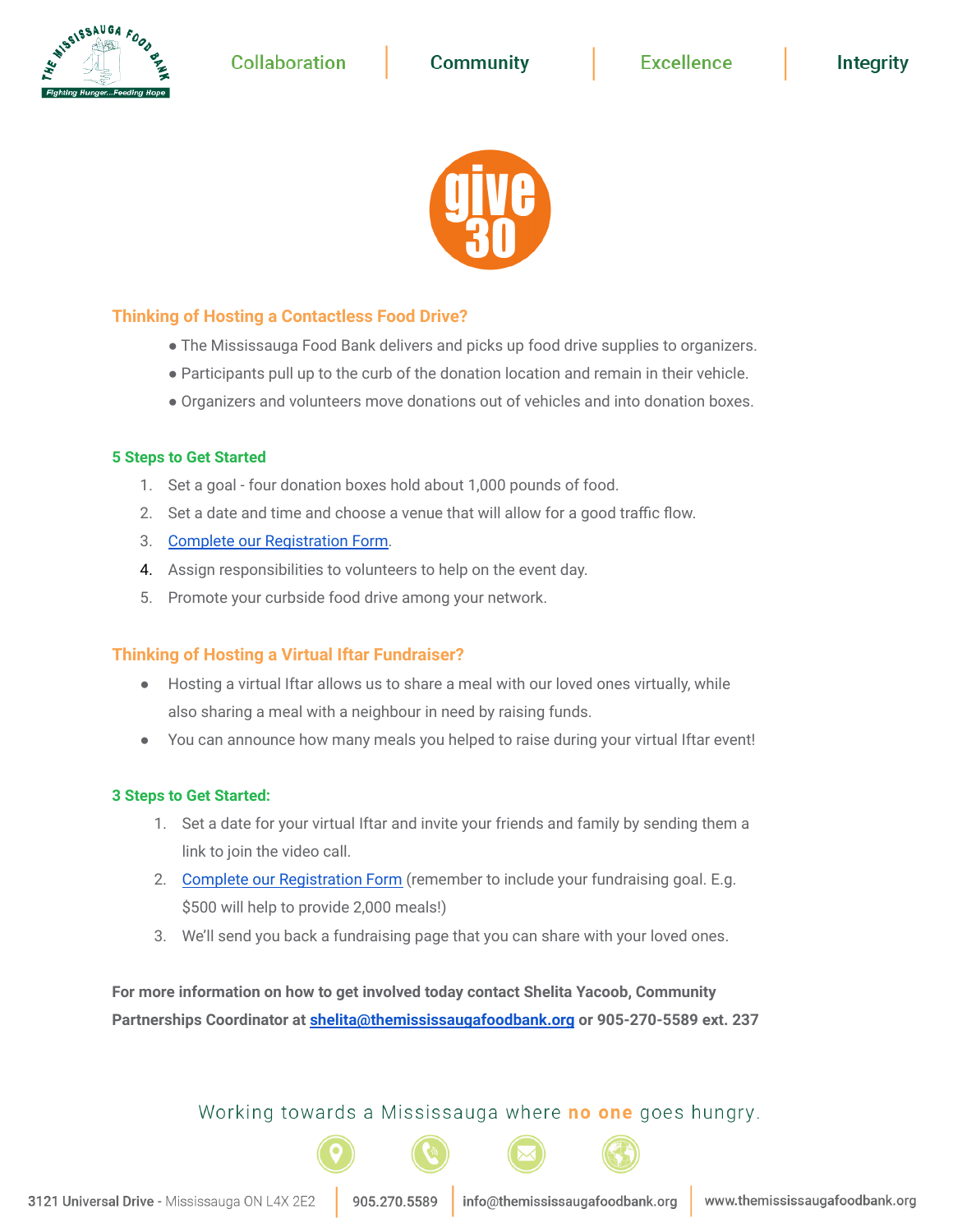Collaboration | Community | Excellence | Integrity

give 30

## Thinking of Hosting a Contactless Food Drive?

- The Mississauga Food Bank delivers and picks up food drive supplies to organizers.
- Participants pull up to the curb of the donation location and remain in their vehicle.
- Organizers and volunteers move donations out of vehicles and into donation boxes.

### 5 Steps to Get Started

1. Set a goal - four donation boxes hold about 1,000 pounds of food.
2. Set a date and time and choose a venue that will allow for a good traffic flow.
3. Complete our Registration Form.
4. Assign responsibilities to volunteers to help on the event day.
5. Promote your curbside food drive among your network.

## Thinking of Hosting a Virtual Iftar Fundraiser?

- Hosting a virtual Iftar allows us to share a meal with our loved ones virtually, while also sharing a meal with a neighbour in need by raising funds.
- You can announce how many meals you helped to raise during your virtual Iftar event!

### 3 Steps to Get Started:

1. Set a date for your virtual Iftar and invite your friends and family by sending them a link to join the video call.
2. Complete our Registration Form (remember to include your fundraising goal. E.g. $500 will help to provide 2,000 meals!)
3. We'll send you back a fundraising page that you can share with your loved ones.

**For more information on how to get involved today contact Shelita Yacoob, Community Partnerships Coordinator at shelita@themississaugafoodbank.org or 905-270-5589 ext. 237**

Working towards a Mississauga where **no one** goes hungry.

3121 Universal Drive - Mississauga ON L4X 2E2 | 905.270.5589 | info@themississaugafoodbank.org | www.themississaugafoodbank.org